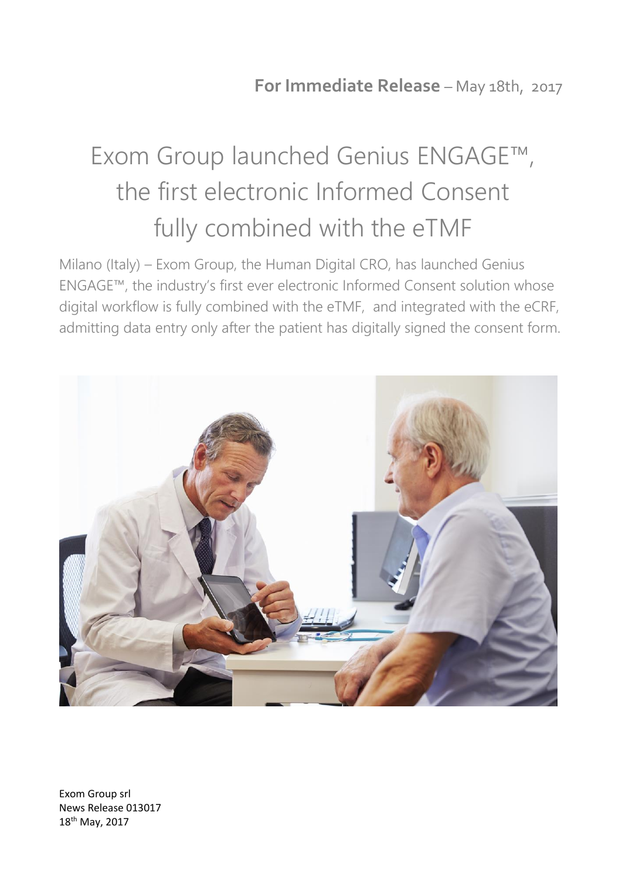**For Immediate Release** – May 18th, 2017

# Exom Group launched Genius ENGAGE™, the first electronic Informed Consent fully combined with the eTMF

Milano (Italy) – Exom Group, the Human Digital CRO, has launched Genius ENGAGE™, the industry's first ever electronic Informed Consent solution whose digital workflow is fully combined with the eTMF, and integrated with the eCRF, admitting data entry only after the patient has digitally signed the consent form.

Exom Group srl
News Release 013017
18th May, 2017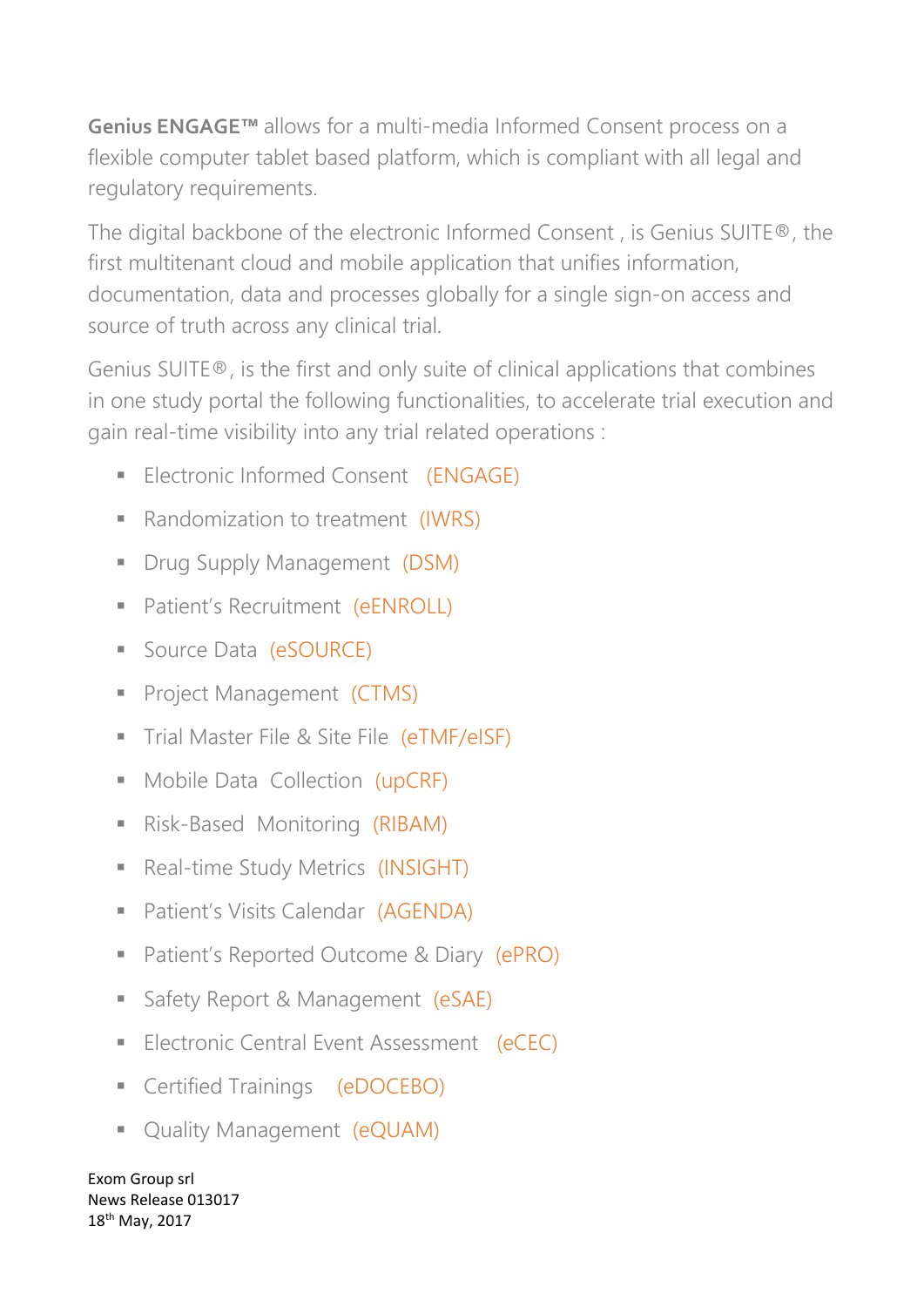**Genius ENGAGE™** allows for a multi-media Informed Consent process on a flexible computer tablet based platform, which is compliant with all legal and regulatory requirements.

The digital backbone of the electronic Informed Consent , is Genius SUITE®, the first multitenant cloud and mobile application that unifies information, documentation, data and processes globally for a single sign-on access and source of truth across any clinical trial.

Genius SUITE®, is the first and only suite of clinical applications that combines in one study portal the following functionalities, to accelerate trial execution and gain real-time visibility into any trial related operations :

- Electronic Informed Consent (ENGAGE)
- Randomization to treatment (IWRS)
- Drug Supply Management (DSM)
- Patient's Recruitment (eENROLL)
- Source Data (eSOURCE)
- Project Management (CTMS)
- Trial Master File & Site File (eTMF/eISF)
- Mobile Data Collection (upCRF)
- Risk-Based Monitoring (RIBAM)
- Real-time Study Metrics (INSIGHT)
- Patient's Visits Calendar (AGENDA)
- Patient's Reported Outcome & Diary (ePRO)
- Safety Report & Management (eSAE)
- Electronic Central Event Assessment (eCEC)
- Certified Trainings (eDOCEBO)
- Quality Management (eQUAM)

Exom Group srl
News Release 013017
18th May, 2017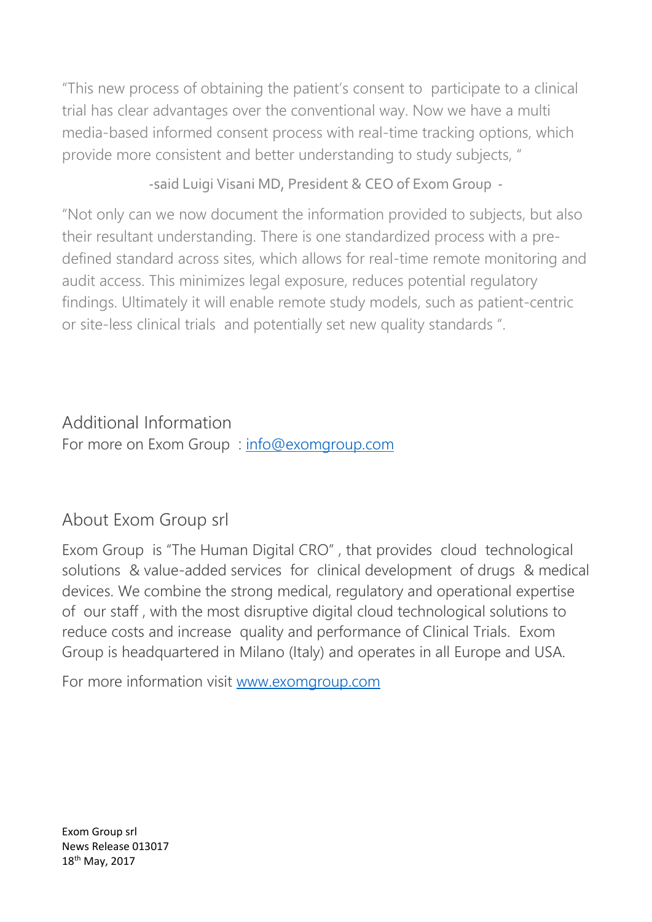"This new process of obtaining the patient's consent to participate to a clinical trial has clear advantages over the conventional way. Now we have a multi media-based informed consent process with real-time tracking options, which provide more consistent and better understanding to study subjects, "

-said Luigi Visani MD, President & CEO of Exom Group -

"Not only can we now document the information provided to subjects, but also their resultant understanding. There is one standardized process with a pre-defined standard across sites, which allows for real-time remote monitoring and audit access. This minimizes legal exposure, reduces potential regulatory findings. Ultimately it will enable remote study models, such as patient-centric or site-less clinical trials and potentially set new quality standards ".

## Additional Information

For more on Exom Group : info@exomgroup.com

## About Exom Group srl

Exom Group is "The Human Digital CRO" , that provides cloud technological solutions & value-added services for clinical development of drugs & medical devices. We combine the strong medical, regulatory and operational expertise of our staff , with the most disruptive digital cloud technological solutions to reduce costs and increase quality and performance of Clinical Trials. Exom Group is headquartered in Milano (Italy) and operates in all Europe and USA.

For more information visit www.exomgroup.com

Exom Group srl
News Release 013017
18th May, 2017